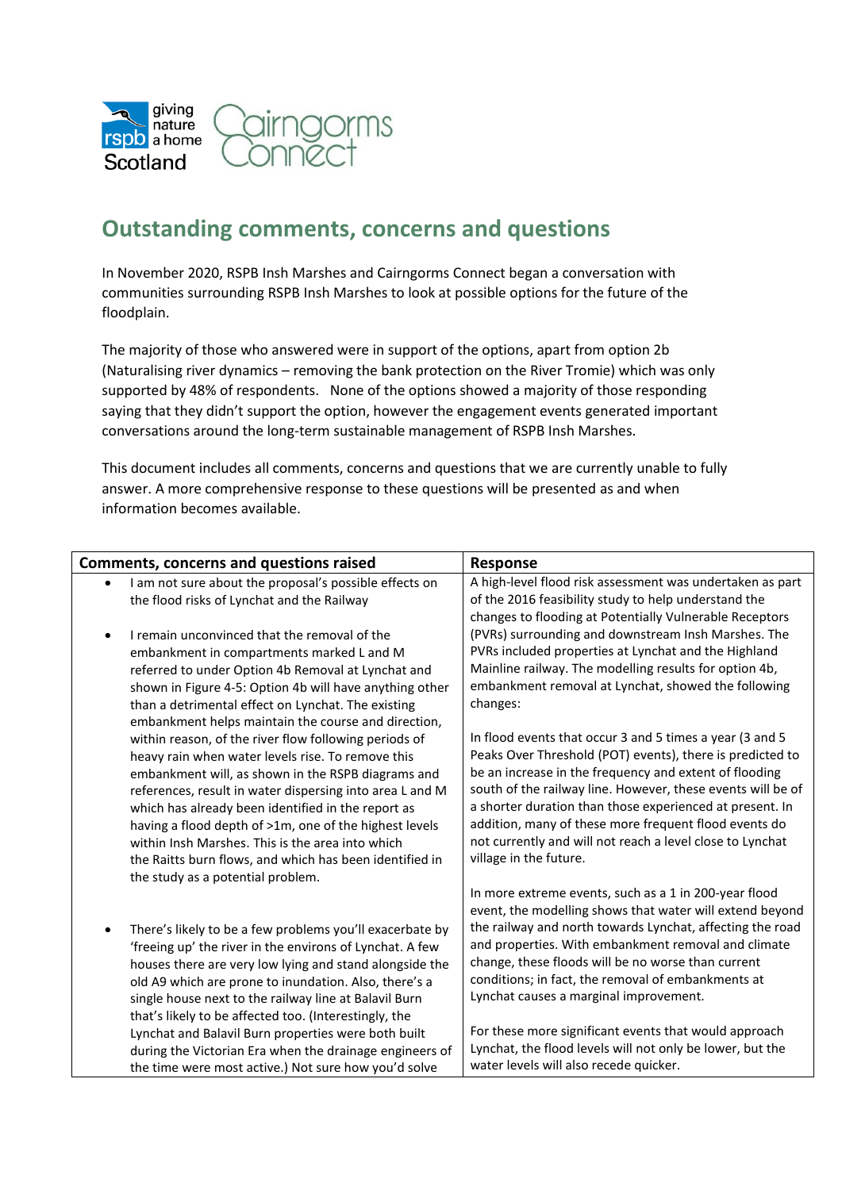# Outstanding comments, concerns and questions

In November 2020, RSPB Insh Marshes and Cairngorms Connect began a conversation with communities surrounding RSPB Insh Marshes to look at possible options for the future of the floodplain.

The majority of those who answered were in support of the options, apart from option 2b (Naturalising river dynamics – removing the bank protection on the River Tromie) which was only supported by 48% of respondents. None of the options showed a majority of those responding saying that they didn't support the option, however the engagement events generated important conversations around the long-term sustainable management of RSPB Insh Marshes.

This document includes all comments, concerns and questions that we are currently unable to fully answer. A more comprehensive response to these questions will be presented as and when information becomes available.

| Comments, concerns and questions raised | Response |
|---|---|
| • I am not sure about the proposal's possible effects on the flood risks of Lynchat and the Railway<br><br>• I remain unconvinced that the removal of the embankment in compartments marked L and M referred to under Option 4b Removal at Lynchat and shown in Figure 4-5: Option 4b will have anything other than a detrimental effect on Lynchat. The existing embankment helps maintain the course and direction, within reason, of the river flow following periods of heavy rain when water levels rise. To remove this embankment will, as shown in the RSPB diagrams and references, result in water dispersing into area L and M which has already been identified in the report as having a flood depth of >1m, one of the highest levels within Insh Marshes. This is the area into which the Raitts burn flows, and which has been identified in the study as a potential problem.<br><br>• There's likely to be a few problems you'll exacerbate by 'freeing up' the river in the environs of Lynchat. A few houses there are very low lying and stand alongside the old A9 which are prone to inundation. Also, there's a single house next to the railway line at Balavil Burn that's likely to be affected too. (Interestingly, the Lynchat and Balavil Burn properties were both built during the Victorian Era when the drainage engineers of the time were most active.) Not sure how you'd solve | A high-level flood risk assessment was undertaken as part of the 2016 feasibility study to help understand the changes to flooding at Potentially Vulnerable Receptors (PVRs) surrounding and downstream Insh Marshes. The PVRs included properties at Lynchat and the Highland Mainline railway. The modelling results for option 4b, embankment removal at Lynchat, showed the following changes:<br><br>In flood events that occur 3 and 5 times a year (3 and 5 Peaks Over Threshold (POT) events), there is predicted to be an increase in the frequency and extent of flooding south of the railway line. However, these events will be of a shorter duration than those experienced at present. In addition, many of these more frequent flood events do not currently and will not reach a level close to Lynchat village in the future.<br><br>In more extreme events, such as a 1 in 200-year flood event, the modelling shows that water will extend beyond the railway and north towards Lynchat, affecting the road and properties. With embankment removal and climate change, these floods will be no worse than current conditions; in fact, the removal of embankments at Lynchat causes a marginal improvement.<br><br>For these more significant events that would approach Lynchat, the flood levels will not only be lower, but the water levels will also recede quicker. |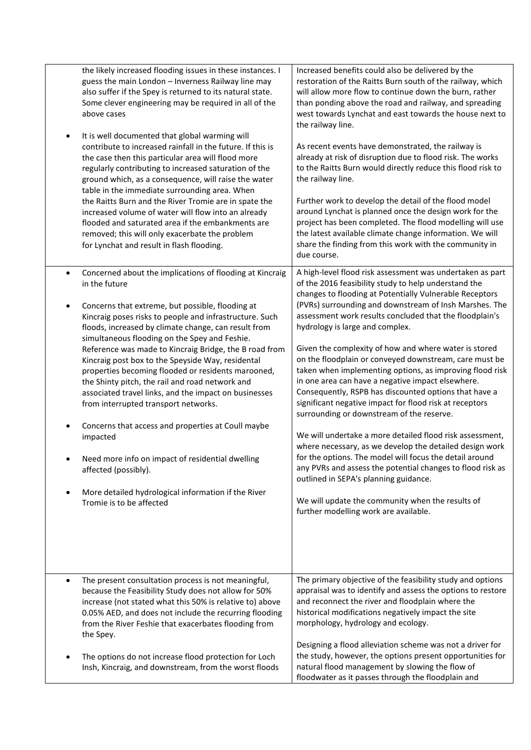| | |
|---|---|
| the likely increased flooding issues in these instances. I guess the main London – Inverness Railway line may also suffer if the Spey is returned to its natural state. Some clever engineering may be required in all of the above cases<br><br>• It is well documented that global warming will contribute to increased rainfall in the future. If this is the case then this particular area will flood more regularly contributing to increased saturation of the ground which, as a consequence, will raise the water table in the immediate surrounding area. When the Raitts Burn and the River Tromie are in spate the increased volume of water will flow into an already flooded and saturated area if the embankments are removed; this will only exacerbate the problem for Lynchat and result in flash flooding. | Increased benefits could also be delivered by the restoration of the Raitts Burn south of the railway, which will allow more flow to continue down the burn, rather than ponding above the road and railway, and spreading west towards Lynchat and east towards the house next to the railway line.<br><br>As recent events have demonstrated, the railway is already at risk of disruption due to flood risk. The works to the Raitts Burn would directly reduce this flood risk to the railway line.<br><br>Further work to develop the detail of the flood model around Lynchat is planned once the design work for the project has been completed. The flood modelling will use the latest available climate change information. We will share the finding from this work with the community in due course. |
| • Concerned about the implications of flooding at Kincraig in the future<br><br>• Concerns that extreme, but possible, flooding at Kincraig poses risks to people and infrastructure. Such floods, increased by climate change, can result from simultaneous flooding on the Spey and Feshie. Reference was made to Kincraig Bridge, the B road from Kincraig post box to the Speyside Way, residental properties becoming flooded or residents marooned, the Shinty pitch, the rail and road network and associated travel links, and the impact on businesses from interrupted transport networks.<br><br>• Concerns that access and properties at Coull maybe impacted<br><br>• Need more info on impact of residential dwelling affected (possibly).<br><br>• More detailed hydrological information if the River Tromie is to be affected | A high-level flood risk assessment was undertaken as part of the 2016 feasibility study to help understand the changes to flooding at Potentially Vulnerable Receptors (PVRs) surrounding and downstream of Insh Marshes. The assessment work results concluded that the floodplain's hydrology is large and complex.<br><br>Given the complexity of how and where water is stored on the floodplain or conveyed downstream, care must be taken when implementing options, as improving flood risk in one area can have a negative impact elsewhere. Consequently, RSPB has discounted options that have a significant negative impact for flood risk at receptors surrounding or downstream of the reserve.<br><br>We will undertake a more detailed flood risk assessment, where necessary, as we develop the detailed design work for the options. The model will focus the detail around any PVRs and assess the potential changes to flood risk as outlined in SEPA's planning guidance.<br><br>We will update the community when the results of further modelling work are available. |
| • The present consultation process is not meaningful, because the Feasibility Study does not allow for 50% increase (not stated what this 50% is relative to) above 0.05% AED, and does not include the recurring flooding from the River Feshie that exacerbates flooding from the Spey.<br><br>• The options do not increase flood protection for Loch Insh, Kincraig, and downstream, from the worst floods | The primary objective of the feasibility study and options appraisal was to identify and assess the options to restore and reconnect the river and floodplain where the historical modifications negatively impact the site morphology, hydrology and ecology.<br><br>Designing a flood alleviation scheme was not a driver for the study, however, the options present opportunities for natural flood management by slowing the flow of floodwater as it passes through the floodplain and |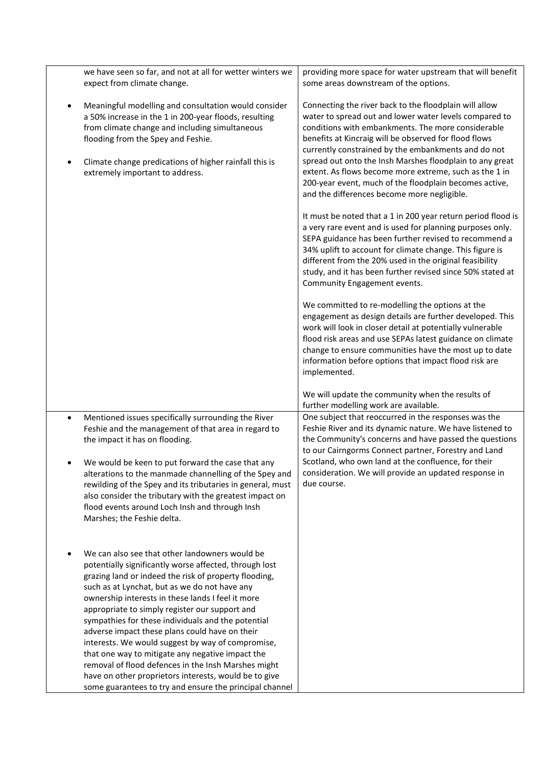| | |
|---|---|
| we have seen so far, and not at all for wetter winters we expect from climate change.<br><br>• Meaningful modelling and consultation would consider a 50% increase in the 1 in 200-year floods, resulting from climate change and including simultaneous flooding from the Spey and Feshie.<br><br>• Climate change predications of higher rainfall this is extremely important to address. | providing more space for water upstream that will benefit some areas downstream of the options.<br><br>Connecting the river back to the floodplain will allow water to spread out and lower water levels compared to conditions with embankments. The more considerable benefits at Kincraig will be observed for flood flows currently constrained by the embankments and do not spread out onto the Insh Marshes floodplain to any great extent. As flows become more extreme, such as the 1 in 200-year event, much of the floodplain becomes active, and the differences become more negligible.<br><br>It must be noted that a 1 in 200 year return period flood is a very rare event and is used for planning purposes only. SEPA guidance has been further revised to recommend a 34% uplift to account for climate change. This figure is different from the 20% used in the original feasibility study, and it has been further revised since 50% stated at Community Engagement events.<br><br>We committed to re-modelling the options at the engagement as design details are further developed. This work will look in closer detail at potentially vulnerable flood risk areas and use SEPAs latest guidance on climate change to ensure communities have the most up to date information before options that impact flood risk are implemented.<br><br>We will update the community when the results of further modelling work are available. |
| • Mentioned issues specifically surrounding the River Feshie and the management of that area in regard to the impact it has on flooding.<br><br>• We would be keen to put forward the case that any alterations to the manmade channelling of the Spey and rewilding of the Spey and its tributaries in general, must also consider the tributary with the greatest impact on flood events around Loch Insh and through Insh Marshes; the Feshie delta.<br><br>• We can also see that other landowners would be potentially significantly worse affected, through lost grazing land or indeed the risk of property flooding, such as at Lynchat, but as we do not have any ownership interests in these lands I feel it more appropriate to simply register our support and sympathies for these individuals and the potential adverse impact these plans could have on their interests. We would suggest by way of compromise, that one way to mitigate any negative impact the removal of flood defences in the Insh Marshes might have on other proprietors interests, would be to give some guarantees to try and ensure the principal channel | One subject that reoccurred in the responses was the Feshie River and its dynamic nature. We have listened to the Community's concerns and have passed the questions to our Cairngorms Connect partner, Forestry and Land Scotland, who own land at the confluence, for their consideration. We will provide an updated response in due course. |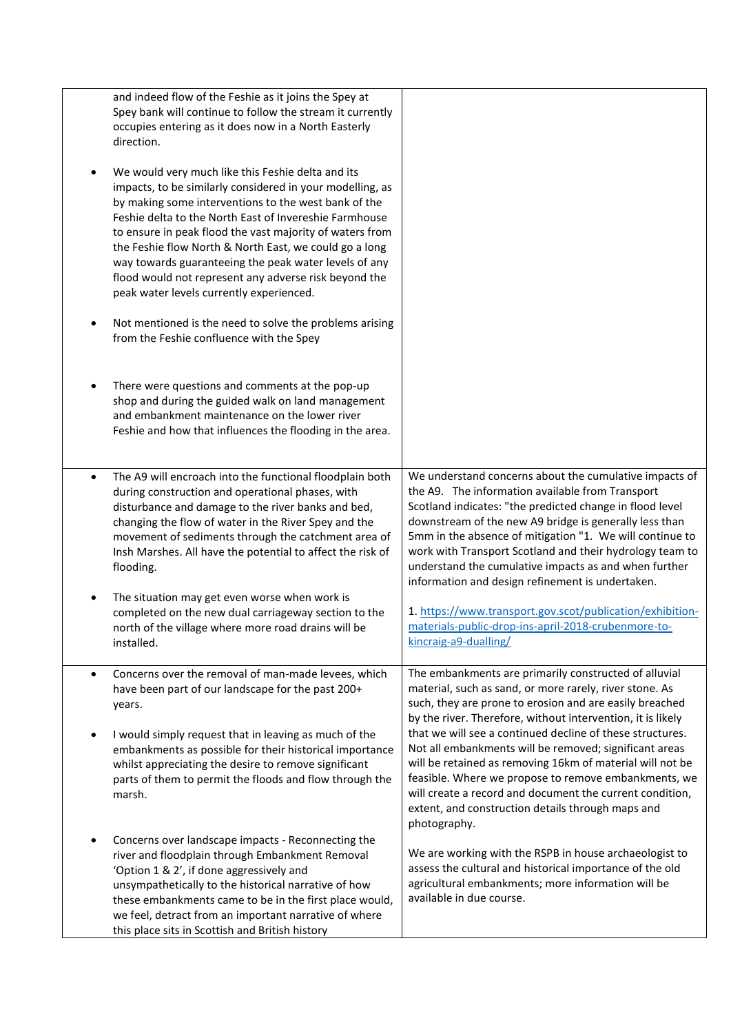| | |
|---|---|
| and indeed flow of the Feshie as it joins the Spey at Spey bank will continue to follow the stream it currently occupies entering as it does now in a North Easterly direction.<br><br>• We would very much like this Feshie delta and its impacts, to be similarly considered in your modelling, as by making some interventions to the west bank of the Feshie delta to the North East of Invereshie Farmhouse to ensure in peak flood the vast majority of waters from the Feshie flow North & North East, we could go a long way towards guaranteeing the peak water levels of any flood would not represent any adverse risk beyond the peak water levels currently experienced.<br><br>• Not mentioned is the need to solve the problems arising from the Feshie confluence with the Spey<br><br>• There were questions and comments at the pop-up shop and during the guided walk on land management and embankment maintenance on the lower river Feshie and how that influences the flooding in the area. | |
| • The A9 will encroach into the functional floodplain both during construction and operational phases, with disturbance and damage to the river banks and bed, changing the flow of water in the River Spey and the movement of sediments through the catchment area of Insh Marshes. All have the potential to affect the risk of flooding.<br><br>• The situation may get even worse when work is completed on the new dual carriageway section to the north of the village where more road drains will be installed. | We understand concerns about the cumulative impacts of the A9. The information available from Transport Scotland indicates: "the predicted change in flood level downstream of the new A9 bridge is generally less than 5mm in the absence of mitigation "1. We will continue to work with Transport Scotland and their hydrology team to understand the cumulative impacts as and when further information and design refinement is undertaken.<br><br>1. https://www.transport.gov.scot/publication/exhibition-materials-public-drop-ins-april-2018-crubenmore-to-kincraig-a9-dualling/ |
| • Concerns over the removal of man-made levees, which have been part of our landscape for the past 200+ years.<br><br>• I would simply request that in leaving as much of the embankments as possible for their historical importance whilst appreciating the desire to remove significant parts of them to permit the floods and flow through the marsh.<br><br>• Concerns over landscape impacts - Reconnecting the river and floodplain through Embankment Removal 'Option 1 & 2', if done aggressively and unsympathetically to the historical narrative of how these embankments came to be in the first place would, we feel, detract from an important narrative of where this place sits in Scottish and British history | The embankments are primarily constructed of alluvial material, such as sand, or more rarely, river stone. As such, they are prone to erosion and are easily breached by the river. Therefore, without intervention, it is likely that we will see a continued decline of these structures. Not all embankments will be removed; significant areas will be retained as removing 16km of material will not be feasible. Where we propose to remove embankments, we will create a record and document the current condition, extent, and construction details through maps and photography.<br><br>We are working with the RSPB in house archaeologist to assess the cultural and historical importance of the old agricultural embankments; more information will be available in due course. |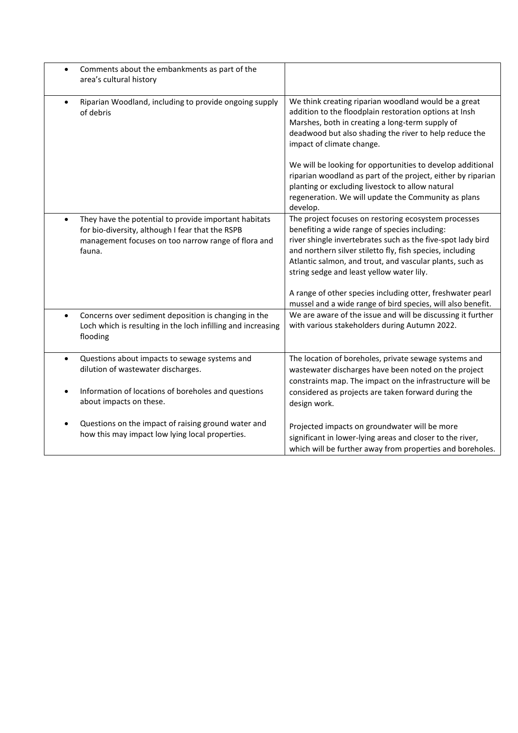| | |
|---|---|
| • Comments about the embankments as part of the area's cultural history | |
| • Riparian Woodland, including to provide ongoing supply of debris | We think creating riparian woodland would be a great addition to the floodplain restoration options at Insh Marshes, both in creating a long-term supply of deadwood but also shading the river to help reduce the impact of climate change.<br><br>We will be looking for opportunities to develop additional riparian woodland as part of the project, either by riparian planting or excluding livestock to allow natural regeneration. We will update the Community as plans develop. |
| • They have the potential to provide important habitats for bio-diversity, although I fear that the RSPB management focuses on too narrow range of flora and fauna. | The project focuses on restoring ecosystem processes benefiting a wide range of species including: river shingle invertebrates such as the five-spot lady bird and northern silver stiletto fly, fish species, including Atlantic salmon, and trout, and vascular plants, such as string sedge and least yellow water lily.<br><br>A range of other species including otter, freshwater pearl mussel and a wide range of bird species, will also benefit. |
| • Concerns over sediment deposition is changing in the Loch which is resulting in the loch infilling and increasing flooding | We are aware of the issue and will be discussing it further with various stakeholders during Autumn 2022. |
| • Questions about impacts to sewage systems and dilution of wastewater discharges.<br><br>• Information of locations of boreholes and questions about impacts on these.<br><br>• Questions on the impact of raising ground water and how this may impact low lying local properties. | The location of boreholes, private sewage systems and wastewater discharges have been noted on the project constraints map. The impact on the infrastructure will be considered as projects are taken forward during the design work.<br><br>Projected impacts on groundwater will be more significant in lower-lying areas and closer to the river, which will be further away from properties and boreholes. |